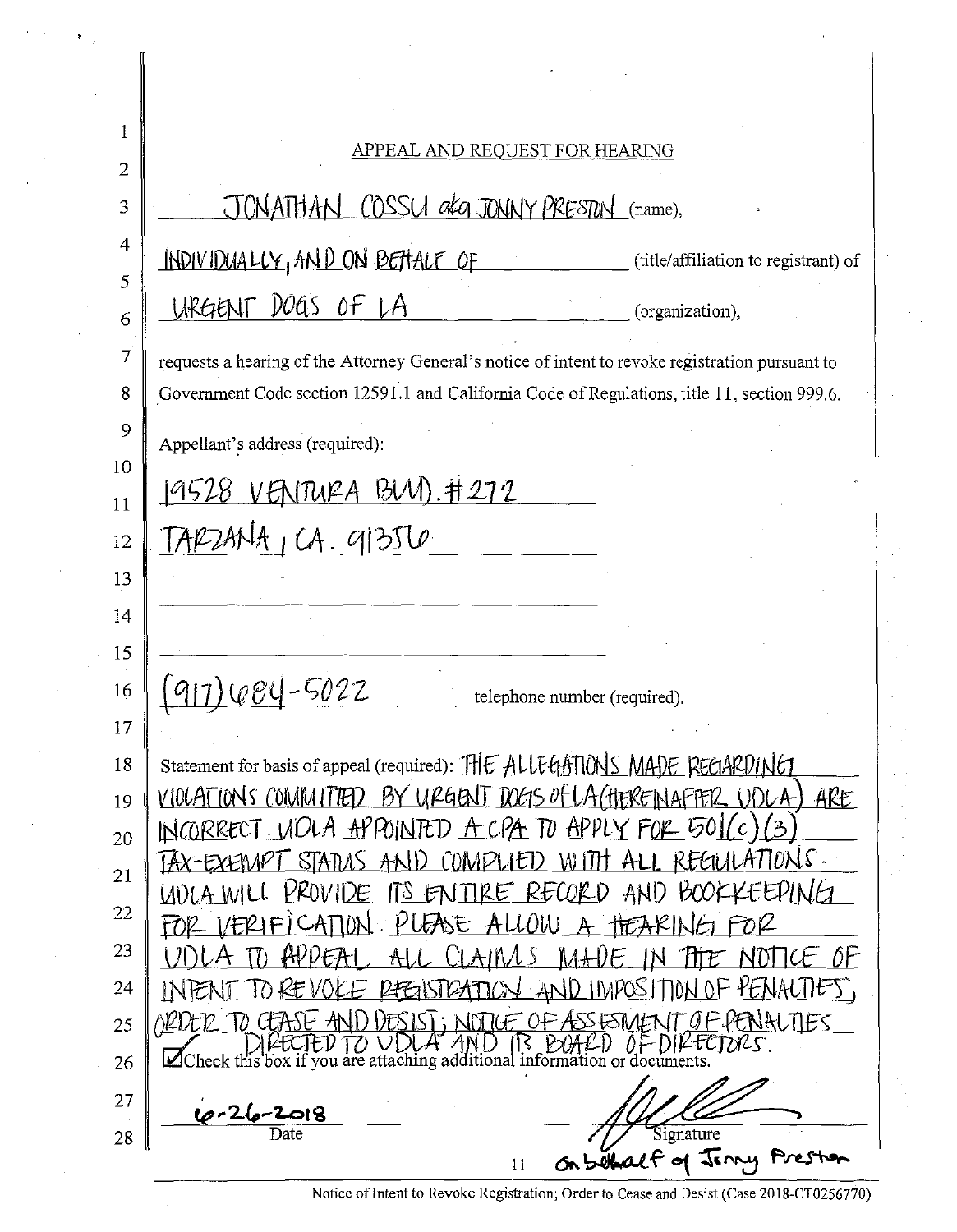## APPEAL AND REQUEST FOR HEARING

JONATHAN COSSU aka JONNY PRESTON (name),

INDIVIDUALLY, AND ON BEHALF OF (title/affiliation to registrant) of

URGENT DOGS OF LA (organization),

requests a hearing of the Attorney General's notice of intent to revoke registration pursuant to Government Code section 12591.1 and California Code of Regulations, title 11, section 999.6.

Appellant's address (required):

19528 VENTURA BLVD. #272
TARZANA, CA. 91356

(917) 684-5022 telephone number (required).

Statement for basis of appeal (required): THE ALLEGATIONS MADE REGARDING VIOLATIONS COMMITTED BY URGENT DOGS OF LA (HEREINAFTER UDLA) ARE INCORRECT. UDLA APPOINTED A CPA TO APPLY FOR 501(c)(3) TAX-EXEMPT STATUS AND COMPLIED WITH ALL REGULATIONS. UDLA WILL PROVIDE ITS ENTIRE RECORD AND BOOKKEEPING FOR VERIFICATION. PLEASE ALLOW A HEARING FOR UDLA TO APPEAL ALL CLAIMS MADE IN THE NOTICE OF INTENT TO REVOKE REGISTRATION AND IMPOSITION OF PENALTIES, ORDER TO CEASE AND DESIST; NOTICE OF ASSESSMENT OF PENALTIES DIRECTED TO UDLA AND ITS BOARD OF DIRECTORS.

☑ Check this box if you are attaching additional information or documents.

6-26-2018
Date

[Signature]
Signature
On behalf of Jonny Preston

Notice of Intent to Revoke Registration; Order to Cease and Desist (Case 2018-CT0256770)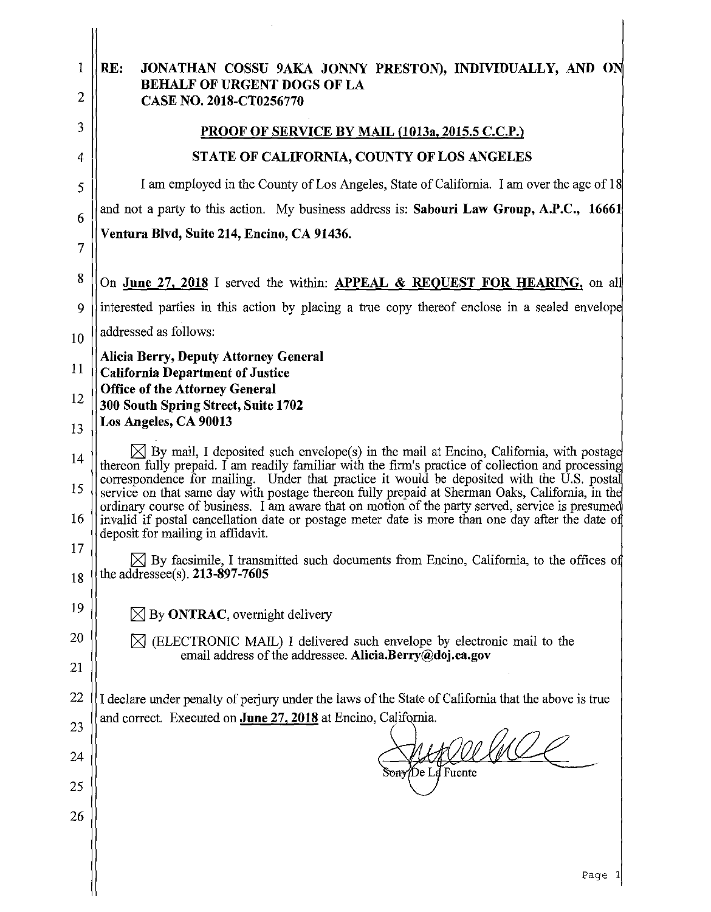**RE: JONATHAN COSSU 9AKA JONNY PRESTON), INDIVIDUALLY, AND ON BEHALF OF URGENT DOGS OF LA**
**CASE NO. 2018-CT0256770**

## PROOF OF SERVICE BY MAIL (1013a, 2015.5 C.C.P.)

## STATE OF CALIFORNIA, COUNTY OF LOS ANGELES

I am employed in the County of Los Angeles, State of California. I am over the age of 18 and not a party to this action. My business address is: **Sabouri Law Group, A.P.C., 16661 Ventura Blvd, Suite 214, Encino, CA 91436.**

On **June 27, 2018** I served the within: **APPEAL & REQUEST FOR HEARING,** on all interested parties in this action by placing a true copy thereof enclose in a sealed envelope addressed as follows:

**Alicia Berry, Deputy Attorney General**
**California Department of Justice**
**Office of the Attorney General**
**300 South Spring Street, Suite 1702**
**Los Angeles, CA 90013**

☒ By mail, I deposited such envelope(s) in the mail at Encino, California, with postage thereon fully prepaid. I am readily familiar with the firm's practice of collection and processing correspondence for mailing. Under that practice it would be deposited with the U.S. postal service on that same day with postage thereon fully prepaid at Sherman Oaks, California, in the ordinary course of business. I am aware that on motion of the party served, service is presumed invalid if postal cancellation date or postage meter date is more than one day after the date of deposit for mailing in affidavit.

☒ By facsimile, I transmitted such documents from Encino, California, to the offices of the addressee(s). **213-897-7605**

☒ By **ONTRAC**, overnight delivery

☒ (ELECTRONIC MAIL) I delivered such envelope by electronic mail to the email address of the addressee. **Alicia.Berry@doj.ca.gov**

I declare under penalty of perjury under the laws of the State of California that the above is true and correct. Executed on **June 27, 2018** at Encino, California.

Sony De La Fuente